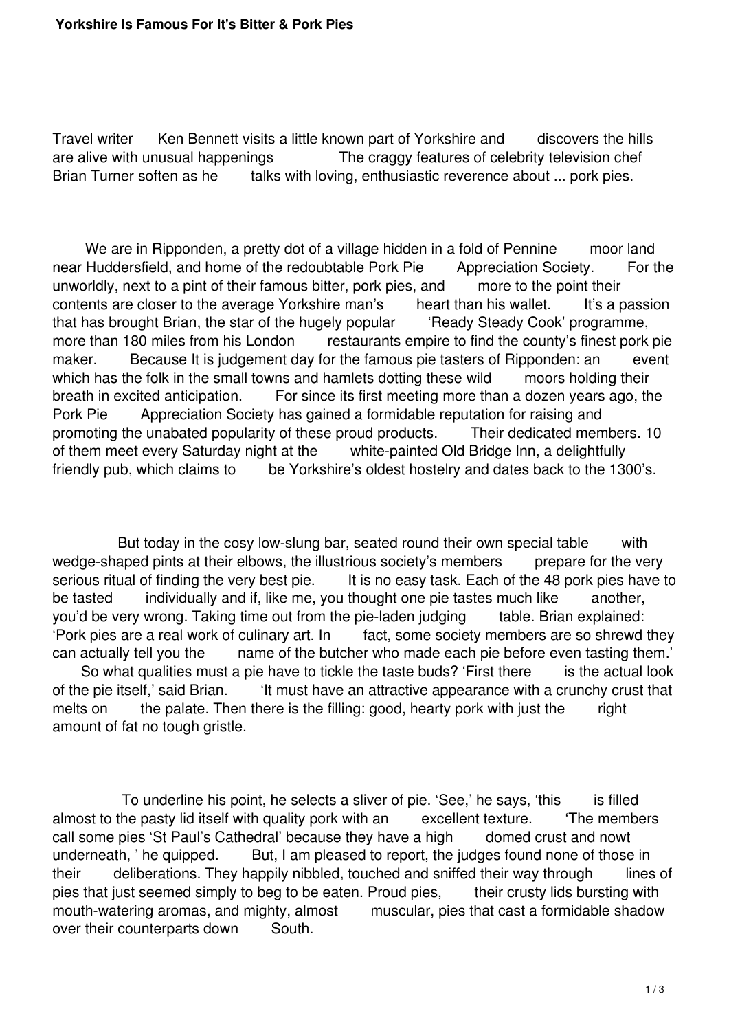Travel writer Ken Bennett visits a little known part of Yorkshire and discovers the hills are alive with unusual happenings The craggy features of celebrity television chef Brian Turner soften as he talks with loving, enthusiastic reverence about ... pork pies.

We are in Ripponden, a pretty dot of a village hidden in a fold of Pennine moor land near Huddersfield, and home of the redoubtable Pork Pie Appreciation Society. For the unworldly, next to a pint of their famous bitter, pork pies, and more to the point their contents are closer to the average Yorkshire man's heart than his wallet. It's a passion that has brought Brian, the star of the hugely popular 'Ready Steady Cook' programme, more than 180 miles from his London restaurants empire to find the county's finest pork pie maker. Because It is judgement day for the famous pie tasters of Ripponden: an event which has the folk in the small towns and hamlets dotting these wild moors holding their breath in excited anticipation. For since its first meeting more than a dozen years ago, the Pork Pie Appreciation Society has gained a formidable reputation for raising and promoting the unabated popularity of these proud products. Their dedicated members. 10 of them meet every Saturday night at the white-painted Old Bridge Inn, a delightfully friendly pub, which claims to be Yorkshire's oldest hostelry and dates back to the 1300's.

But today in the cosy low-slung bar, seated round their own special table with wedge-shaped pints at their elbows, the illustrious society's members prepare for the very serious ritual of finding the very best pie. It is no easy task. Each of the 48 pork pies have to be tasted individually and if, like me, you thought one pie tastes much like another, you'd be very wrong. Taking time out from the pie-laden judging table. Brian explained: 'Pork pies are a real work of culinary art. In fact, some society members are so shrewd they can actually tell you the name of the butcher who made each pie before even tasting them.'

So what qualities must a pie have to tickle the taste buds? 'First there is the actual look of the pie itself,' said Brian. 'It must have an attractive appearance with a crunchy crust that melts on the palate. Then there is the filling: good, hearty pork with just the right amount of fat no tough gristle.

To underline his point, he selects a sliver of pie. 'See,' he says, 'this is filled almost to the pasty lid itself with quality pork with an excellent texture. 'The members call some pies 'St Paul's Cathedral' because they have a high domed crust and nowt underneath, ' he quipped. But, I am pleased to report, the judges found none of those in their deliberations. They happily nibbled, touched and sniffed their way through lines of pies that just seemed simply to beg to be eaten. Proud pies, their crusty lids bursting with mouth-watering aromas, and mighty, almost muscular, pies that cast a formidable shadow over their counterparts down South.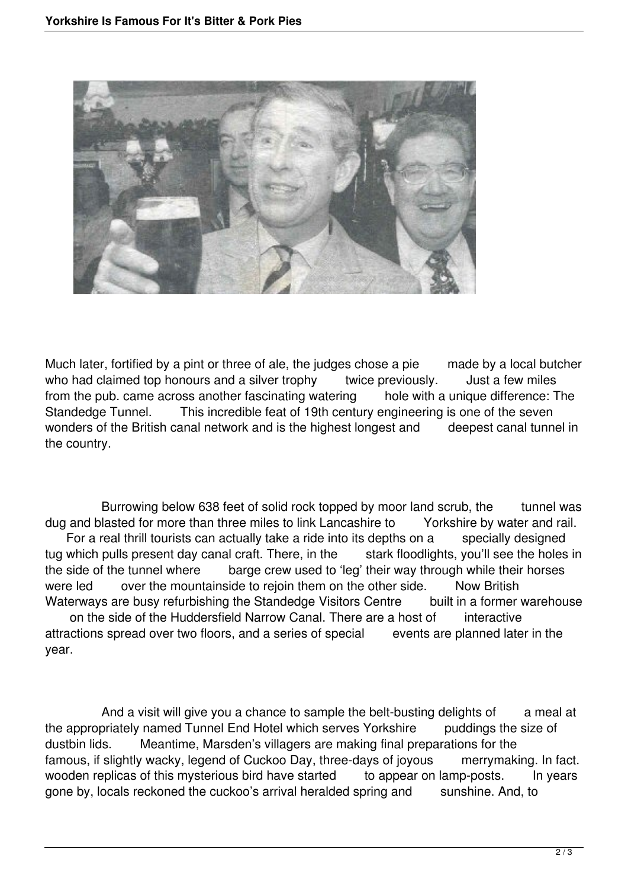Much later, fortified by a pint or three of ale, the judges chose a pie made by a local butcher who had claimed top honours and a silver trophy twice previously. Just a few miles from the pub. came across another fascinating watering hole with a unique difference: The Standedge Tunnel. This incredible feat of 19th century engineering is one of the seven wonders of the British canal network and is the highest longest and deepest canal tunnel in the country.

Burrowing below 638 feet of solid rock topped by moor land scrub, the tunnel was dug and blasted for more than three miles to link Lancashire to Yorkshire by water and rail. For a real thrill tourists can actually take a ride into its depths on a specially designed tug which pulls present day canal craft. There, in the stark floodlights, you'll see the holes in the side of the tunnel where barge crew used to 'leg' their way through while their horses were led over the mountainside to rejoin them on the other side. Now British Waterways are busy refurbishing the Standedge Visitors Centre built in a former warehouse on the side of the Huddersfield Narrow Canal. There are a host of interactive attractions spread over two floors, and a series of special events are planned later in the year.

And a visit will give you a chance to sample the belt-busting delights of a meal at the appropriately named Tunnel End Hotel which serves Yorkshire puddings the size of dustbin lids. Meantime, Marsden's villagers are making final preparations for the famous, if slightly wacky, legend of Cuckoo Day, three-days of joyous merrymaking. In fact. wooden replicas of this mysterious bird have started to appear on lamp-posts. In years gone by, locals reckoned the cuckoo's arrival heralded spring and sunshine. And, to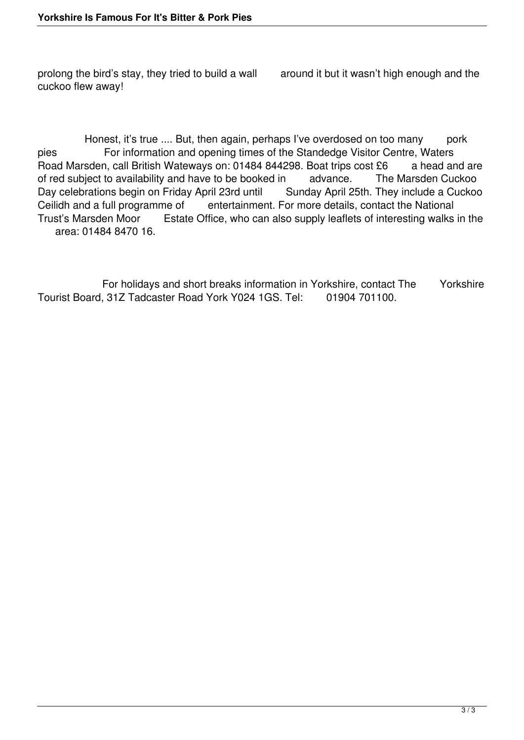prolong the bird's stay, they tried to build a wall around it but it wasn't high enough and the cuckoo flew away!

Honest, it's true .... But, then again, perhaps I've overdosed on too many pork pies For information and opening times of the Standedge Visitor Centre, Waters Road Marsden, call British Wateways on: 01484 844298. Boat trips cost £6 a head and are of red subject to availability and have to be booked in advance. The Marsden Cuckoo Day celebrations begin on Friday April 23rd until Sunday April 25th. They include a Cuckoo Ceilidh and a full programme of entertainment. For more details, contact the National Trust's Marsden Moor Estate Office, who can also supply leaflets of interesting walks in the area: 01484 8470 16.

For holidays and short breaks information in Yorkshire, contact The Yorkshire Tourist Board, 31Z Tadcaster Road York Y024 1GS. Tel: 01904 701100.